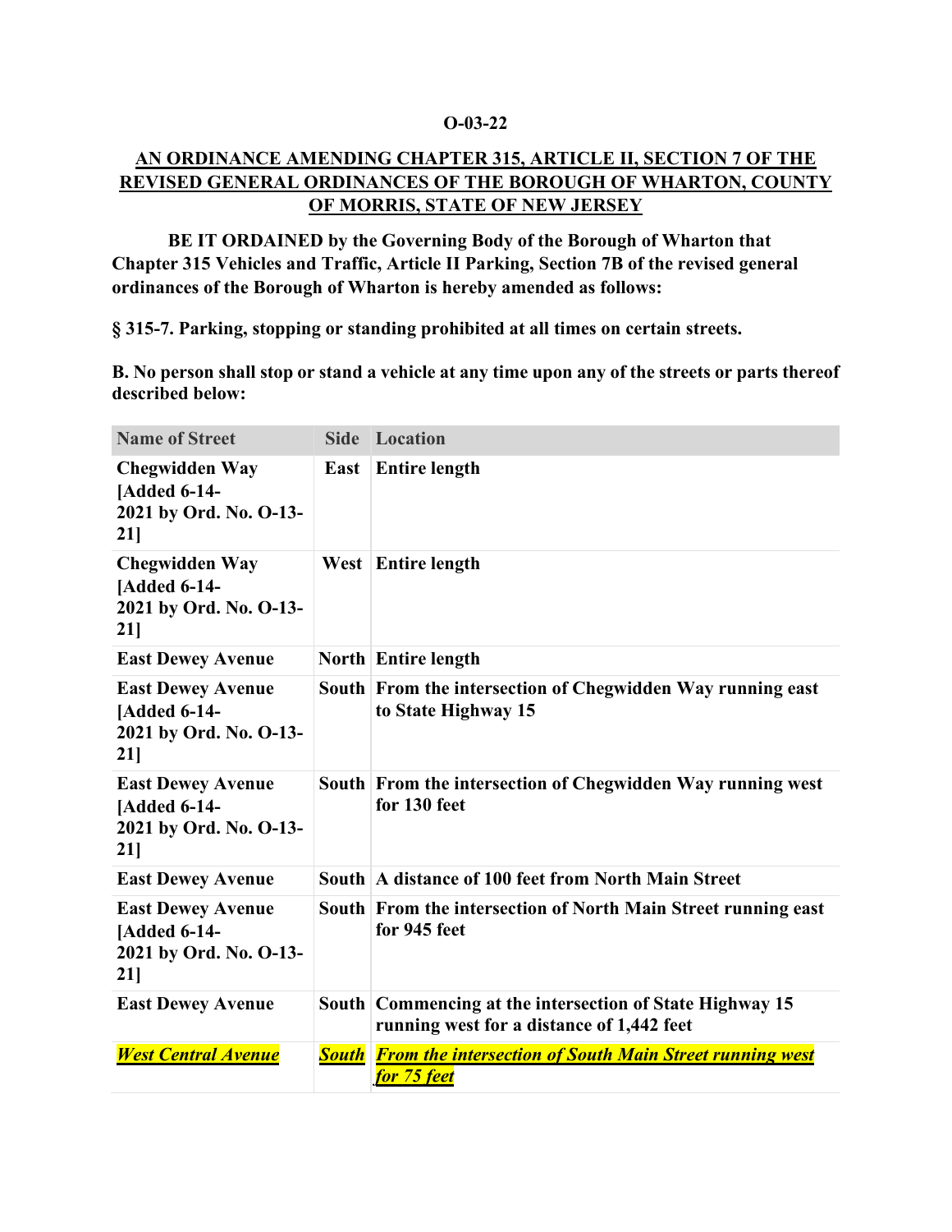**O-03-22**

**AN ORDINANCE AMENDING CHAPTER 315, ARTICLE II, SECTION 7 OF THE REVISED GENERAL ORDINANCES OF THE BOROUGH OF WHARTON, COUNTY OF MORRIS, STATE OF NEW JERSEY**

**BE IT ORDAINED by the Governing Body of the Borough of Wharton that Chapter 315 Vehicles and Traffic, Article II Parking, Section 7B of the revised general ordinances of the Borough of Wharton is hereby amended as follows:**

**§ 315-7. Parking, stopping or standing prohibited at all times on certain streets.**

**B. No person shall stop or stand a vehicle at any time upon any of the streets or parts thereof described below:**

| Name of Street | Side | Location |
|---|---|---|
| **Chegwidden Way [Added 6-14-2021 by Ord. No. O-13-21]** | **East** | **Entire length** |
| **Chegwidden Way [Added 6-14-2021 by Ord. No. O-13-21]** | **West** | **Entire length** |
| **East Dewey Avenue** | **North** | **Entire length** |
| **East Dewey Avenue [Added 6-14-2021 by Ord. No. O-13-21]** | **South** | **From the intersection of Chegwidden Way running east to State Highway 15** |
| **East Dewey Avenue [Added 6-14-2021 by Ord. No. O-13-21]** | **South** | **From the intersection of Chegwidden Way running west for 130 feet** |
| **East Dewey Avenue** | **South** | **A distance of 100 feet from North Main Street** |
| **East Dewey Avenue [Added 6-14-2021 by Ord. No. O-13-21]** | **South** | **From the intersection of North Main Street running east for 945 feet** |
| **East Dewey Avenue** | **South** | **Commencing at the intersection of State Highway 15 running west for a distance of 1,442 feet** |
| ***West Central Avenue*** | ***South*** | ***From the intersection of South Main Street running west for 75 feet*** |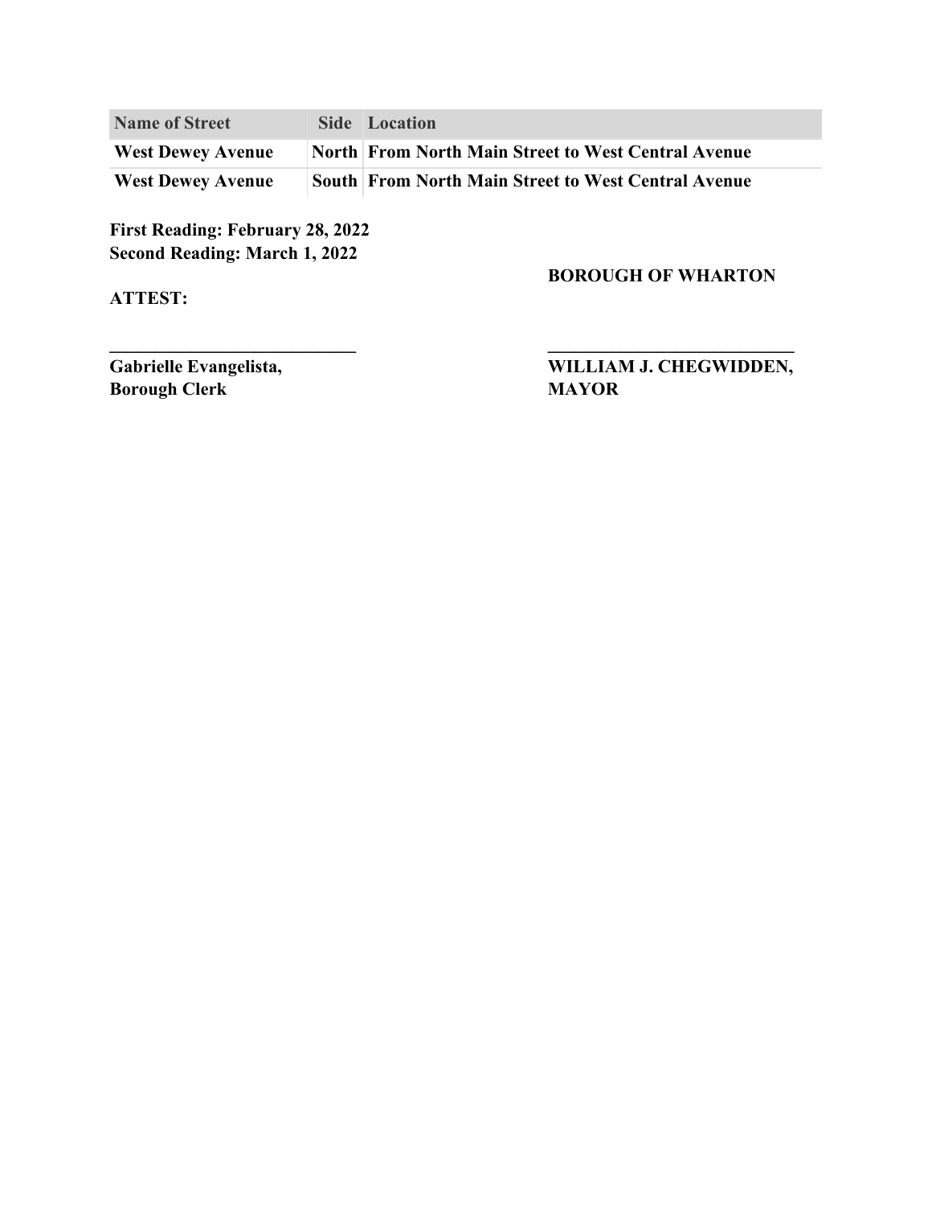| Name of Street | Side | Location |
|---|---|---|
| **West Dewey Avenue** | **North** | **From North Main Street to West Central Avenue** |
| **West Dewey Avenue** | **South** | **From North Main Street to West Central Avenue** |

**First Reading: February 28, 2022**
**Second Reading: March 1, 2022**

**BOROUGH OF WHARTON**

**ATTEST:**

**____________________________**
**Gabrielle Evangelista,**
**Borough Clerk**

**____________________________**
**WILLIAM J. CHEGWIDDEN,**
**MAYOR**